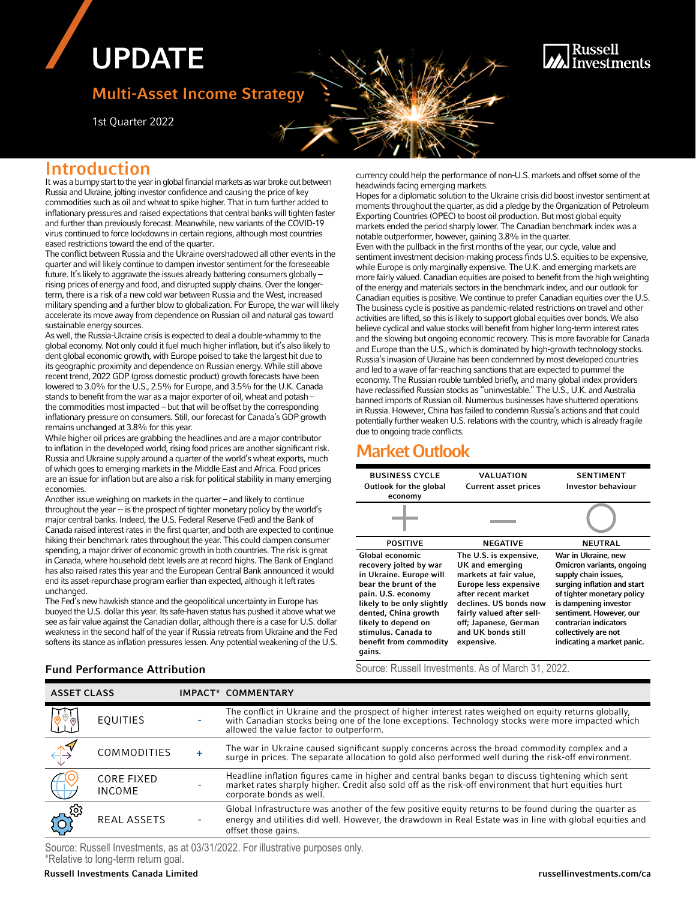# UPDATE

## Multi-Asset Income Strategy

1st Quarter 2022

## Introduction

It was a bumpy start to the year in global financial markets as war broke out between Russia and Ukraine, jolting investor confidence and causing the price of key commodities such as oil and wheat to spike higher. That in turn further added to inflationary pressures and raised expectations that central banks will tighten faster and further than previously forecast. Meanwhile, new variants of the COVID-19 virus continued to force lockdowns in certain regions, although most countries eased restrictions toward the end of the quarter.

The conflict between Russia and the Ukraine overshadowed all other events in the quarter and will likely continue to dampen investor sentiment for the foreseeable future. It's likely to aggravate the issues already battering consumers globally – rising prices of energy and food, and disrupted supply chains. Over the longer-term, there is a risk of a new cold war between Russia and the West, increased military spending and a further blow to globalization. For Europe, the war will likely accelerate its move away from dependence on Russian oil and natural gas toward sustainable energy sources.

As well, the Russia-Ukraine crisis is expected to deal a double-whammy to the global economy. Not only could it fuel much higher inflation, but it's also likely to dent global economic growth, with Europe poised to take the largest hit due to its geographic proximity and dependence on Russian energy. While still above recent trend, 2022 GDP (gross domestic product) growth forecasts have been lowered to 3.0% for the U.S., 2.5% for Europe, and 3.5% for the U.K. Canada stands to benefit from the war as a major exporter of oil, wheat and potash – the commodities most impacted – but that will be offset by the corresponding inflationary pressure on consumers. Still, our forecast for Canada's GDP growth remains unchanged at 3.8% for this year.

While higher oil prices are grabbing the headlines and are a major contributor to inflation in the developed world, rising food prices are another significant risk. Russia and Ukraine supply around a quarter of the world's wheat exports, much of which goes to emerging markets in the Middle East and Africa. Food prices are an issue for inflation but are also a risk for political stability in many emerging economies.

Another issue weighing on markets in the quarter – and likely to continue throughout the year -- is the prospect of tighter monetary policy by the world's major central banks. Indeed, the U.S. Federal Reserve (Fed) and the Bank of Canada raised interest rates in the first quarter, and both are expected to continue hiking their benchmark rates throughout the year. This could dampen consumer spending, a major driver of economic growth in both countries. The risk is great in Canada, where household debt levels are at record highs. The Bank of England has also raised rates this year and the European Central Bank announced it would end its asset-repurchase program earlier than expected, although it left rates unchanged.

The Fed's new hawkish stance and the geopolitical uncertainty in Europe has buoyed the U.S. dollar this year. Its safe-haven status has pushed it above what we see as fair value against the Canadian dollar, although there is a case for U.S. dollar weakness in the second half of the year if Russia retreats from Ukraine and the Fed softens its stance as inflation pressures lessen. Any potential weakening of the U.S. currency could help the performance of non-U.S. markets and offset some of the headwinds facing emerging markets.

Hopes for a diplomatic solution to the Ukraine crisis did boost investor sentiment at moments throughout the quarter, as did a pledge by the Organization of Petroleum Exporting Countries (OPEC) to boost oil production. But most global equity markets ended the period sharply lower. The Canadian benchmark index was a notable outperformer, however, gaining 3.8% in the quarter.

Even with the pullback in the first months of the year, our cycle, value and sentiment investment decision-making process finds U.S. equities to be expensive, while Europe is only marginally expensive. The U.K. and emerging markets are more fairly valued. Canadian equities are poised to benefit from the high weighting of the energy and materials sectors in the benchmark index, and our outlook for Canadian equities is positive. We continue to prefer Canadian equities over the U.S. The business cycle is positive as pandemic-related restrictions on travel and other activities are lifted, so this is likely to support global equities over bonds. We also believe cyclical and value stocks will benefit from higher long-term interest rates and the slowing but ongoing economic recovery. This is more favorable for Canada and Europe than the U.S., which is dominated by high-growth technology stocks.

Russia's invasion of Ukraine has been condemned by most developed countries and led to a wave of far-reaching sanctions that are expected to pummel the economy. The Russian rouble tumbled briefly, and many global index providers have reclassified Russian stocks as "uninvestable." The U.S., U.K. and Australia banned imports of Russian oil. Numerous businesses have shuttered operations in Russia. However, China has failed to condemn Russia's actions and that could potentially further weaken U.S. relations with the country, which is already fragile due to ongoing trade conflicts.

## Market Outlook

| BUSINESS CYCLE<br>Outlook for the global economy | VALUATION<br>Current asset prices | SENTIMENT<br>Investor behaviour |
|---|---|---|
| + | – | ○ |
| **POSITIVE** | **NEGATIVE** | **NEUTRAL** |
| Global economic recovery jolted by war in Ukraine. Europe will bear the brunt of the pain. U.S. economy likely to be only slightly dented, China growth likely to depend on stimulus. Canada to benefit from commodity gains. | The U.S. is expensive, UK and emerging markets at fair value, Europe less expensive after recent market declines. US bonds now fairly valued after sell-off; Japanese, German and UK bonds still expensive. | War in Ukraine, new Omicron variants, ongoing supply chain issues, surging inflation and start of tighter monetary policy is dampening investor sentiment. However, our contrarian indicators collectively are not indicating a market panic. |

Source: Russell Investments. As of March 31, 2022.

## Fund Performance Attribution

| ASSET CLASS | IMPACT* | COMMENTARY |
|---|---|---|
| EQUITIES | - | The conflict in Ukraine and the prospect of higher interest rates weighed on equity returns globally, with Canadian stocks being one of the lone exceptions. Technology stocks were more impacted which allowed the value factor to outperform. |
| COMMODITIES | + | The war in Ukraine caused significant supply concerns across the broad commodity complex and a surge in prices. The separate allocation to gold also performed well during the risk-off environment. |
| CORE FIXED INCOME | - | Headline inflation figures came in higher and central banks began to discuss tightening which sent market rates sharply higher. Credit also sold off as the risk-off environment that hurt equities hurt corporate bonds as well. |
| REAL ASSETS | - | Global Infrastructure was another of the few positive equity returns to be found during the quarter as energy and utilities did well. However, the drawdown in Real Estate was in line with global equities and offset those gains. |

Source: Russell Investments, as at 03/31/2022. For illustrative purposes only.
*Relative to long-term return goal.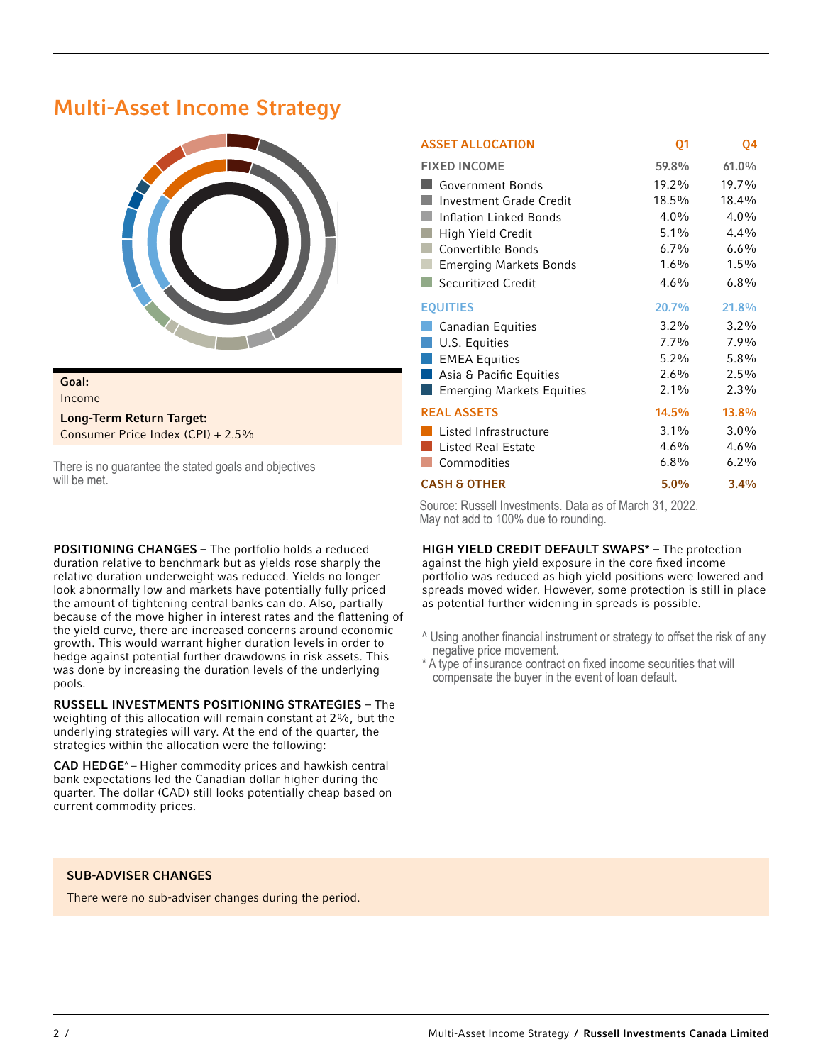# Multi-Asset Income Strategy

**Goal:**
Income

**Long-Term Return Target:**
Consumer Price Index (CPI) + 2.5%

There is no guarantee the stated goals and objectives will be met.

| ASSET ALLOCATION | Q1 | Q4 |
|---|---|---|
| **FIXED INCOME** | **59.8%** | **61.0%** |
| Government Bonds | 19.2% | 19.7% |
| Investment Grade Credit | 18.5% | 18.4% |
| Inflation Linked Bonds | 4.0% | 4.0% |
| High Yield Credit | 5.1% | 4.4% |
| Convertible Bonds | 6.7% | 6.6% |
| Emerging Markets Bonds | 1.6% | 1.5% |
| Securitized Credit | 4.6% | 6.8% |
| **EQUITIES** | **20.7%** | **21.8%** |
| Canadian Equities | 3.2% | 3.2% |
| U.S. Equities | 7.7% | 7.9% |
| EMEA Equities | 5.2% | 5.8% |
| Asia & Pacific Equities | 2.6% | 2.5% |
| Emerging Markets Equities | 2.1% | 2.3% |
| **REAL ASSETS** | **14.5%** | **13.8%** |
| Listed Infrastructure | 3.1% | 3.0% |
| Listed Real Estate | 4.6% | 4.6% |
| Commodities | 6.8% | 6.2% |
| **CASH & OTHER** | **5.0%** | **3.4%** |

Source: Russell Investments. Data as of March 31, 2022.
May not add to 100% due to rounding.

**POSITIONING CHANGES** – The portfolio holds a reduced duration relative to benchmark but as yields rose sharply the relative duration underweight was reduced. Yields no longer look abnormally low and markets have potentially fully priced the amount of tightening central banks can do. Also, partially because of the move higher in interest rates and the flattening of the yield curve, there are increased concerns around economic growth. This would warrant higher duration levels in order to hedge against potential further drawdowns in risk assets. This was done by increasing the duration levels of the underlying pools.

**RUSSELL INVESTMENTS POSITIONING STRATEGIES** – The weighting of this allocation will remain constant at 2%, but the underlying strategies will vary. At the end of the quarter, the strategies within the allocation were the following:

**CAD HEDGE^** – Higher commodity prices and hawkish central bank expectations led the Canadian dollar higher during the quarter. The dollar (CAD) still looks potentially cheap based on current commodity prices.

**HIGH YIELD CREDIT DEFAULT SWAPS*** – The protection against the high yield exposure in the core fixed income portfolio was reduced as high yield positions were lowered and spreads moved wider. However, some protection is still in place as potential further widening in spreads is possible.

^ Using another financial instrument or strategy to offset the risk of any negative price movement.
* A type of insurance contract on fixed income securities that will compensate the buyer in the event of loan default.

**SUB-ADVISER CHANGES**

There were no sub-adviser changes during the period.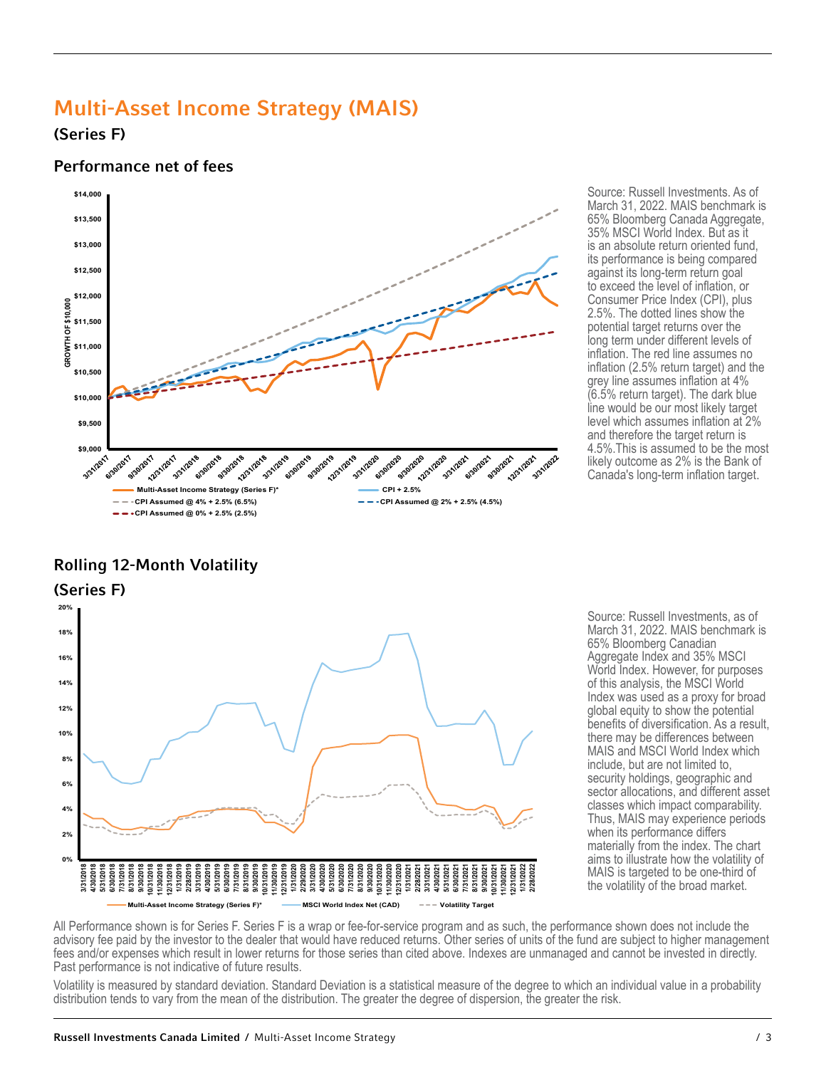# Multi-Asset Income Strategy (MAIS)

## (Series F)

### Performance net of fees

Source: Russell Investments. As of March 31, 2022. MAIS benchmark is 65% Bloomberg Canada Aggregate, 35% MSCI World Index. But as it is an absolute return oriented fund, its performance is being compared against its long-term return goal to exceed the level of inflation, or Consumer Price Index (CPI), plus 2.5%. The dotted lines show the potential target returns over the long term under different levels of inflation. The red line assumes no inflation (2.5% return target) and the grey line assumes inflation at 4% (6.5% return target). The dark blue line would be our most likely target level which assumes inflation at 2% and therefore the target return is 4.5%.This is assumed to be the most likely outcome as 2% is the Bank of Canada's long-term inflation target.

### Rolling 12-Month Volatility

### (Series F)

Source: Russell Investments, as of March 31, 2022. MAIS benchmark is 65% Bloomberg Canadian Aggregate Index and 35% MSCI World Index. However, for purposes of this analysis, the MSCI World Index was used as a proxy for broad global equity to show the potential benefits of diversification. As a result, there may be differences between MAIS and MSCI World Index which include, but are not limited to, security holdings, geographic and sector allocations, and different asset classes which impact comparability. Thus, MAIS may experience periods when its performance differs materially from the index. The chart aims to illustrate how the volatility of MAIS is targeted to be one-third of the volatility of the broad market.

All Performance shown is for Series F. Series F is a wrap or fee-for-service program and as such, the performance shown does not include the advisory fee paid by the investor to the dealer that would have reduced returns. Other series of units of the fund are subject to higher management fees and/or expenses which result in lower returns for those series than cited above. Indexes are unmanaged and cannot be invested in directly. Past performance is not indicative of future results.

Volatility is measured by standard deviation. Standard Deviation is a statistical measure of the degree to which an individual value in a probability distribution tends to vary from the mean of the distribution. The greater the degree of dispersion, the greater the risk.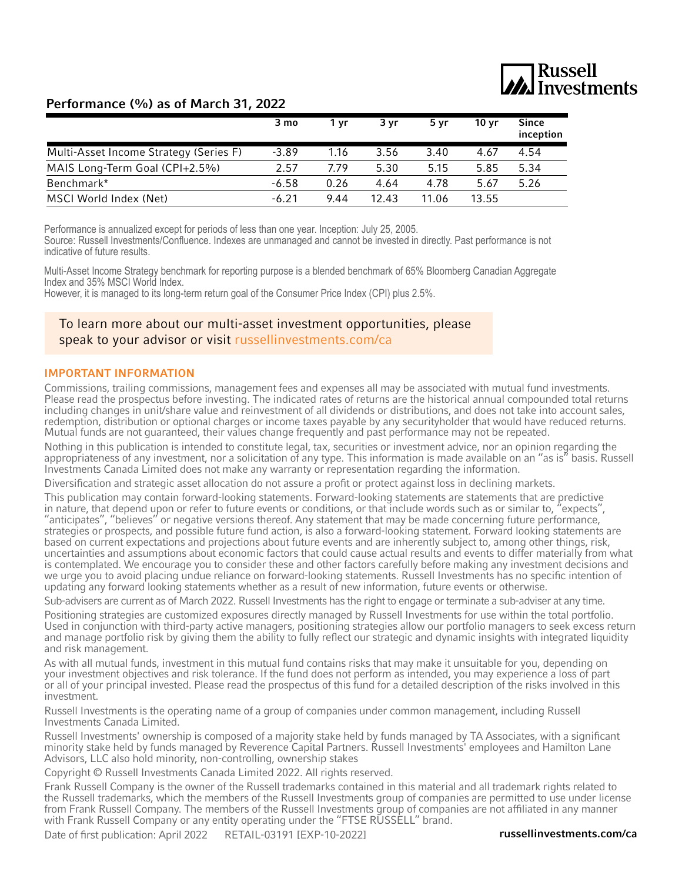## Performance (%) as of March 31, 2022

| | 3 mo | 1 yr | 3 yr | 5 yr | 10 yr | Since inception |
|---|---|---|---|---|---|---|
| Multi-Asset Income Strategy (Series F) | -3.89 | 1.16 | 3.56 | 3.40 | 4.67 | 4.54 |
| MAIS Long-Term Goal (CPI+2.5%) | 2.57 | 7.79 | 5.30 | 5.15 | 5.85 | 5.34 |
| Benchmark* | -6.58 | 0.26 | 4.64 | 4.78 | 5.67 | 5.26 |
| MSCI World Index (Net) | -6.21 | 9.44 | 12.43 | 11.06 | 13.55 | |

Performance is annualized except for periods of less than one year. Inception: July 25, 2005.
Source: Russell Investments/Confluence. Indexes are unmanaged and cannot be invested in directly. Past performance is not indicative of future results.

Multi-Asset Income Strategy benchmark for reporting purpose is a blended benchmark of 65% Bloomberg Canadian Aggregate Index and 35% MSCI World Index.
However, it is managed to its long-term return goal of the Consumer Price Index (CPI) plus 2.5%.

To learn more about our multi-asset investment opportunities, please speak to your advisor or visit russellinvestments.com/ca

### IMPORTANT INFORMATION

Commissions, trailing commissions, management fees and expenses all may be associated with mutual fund investments. Please read the prospectus before investing. The indicated rates of returns are the historical annual compounded total returns including changes in unit/share value and reinvestment of all dividends or distributions, and does not take into account sales, redemption, distribution or optional charges or income taxes payable by any securityholder that would have reduced returns. Mutual funds are not guaranteed, their values change frequently and past performance may not be repeated.

Nothing in this publication is intended to constitute legal, tax, securities or investment advice, nor an opinion regarding the appropriateness of any investment, nor a solicitation of any type. This information is made available on an "as is" basis. Russell Investments Canada Limited does not make any warranty or representation regarding the information.

Diversification and strategic asset allocation do not assure a profit or protect against loss in declining markets.

This publication may contain forward-looking statements. Forward-looking statements are statements that are predictive in nature, that depend upon or refer to future events or conditions, or that include words such as or similar to, "expects", "anticipates", "believes" or negative versions thereof. Any statement that may be made concerning future performance, strategies or prospects, and possible future fund action, is also a forward-looking statement. Forward looking statements are based on current expectations and projections about future events and are inherently subject to, among other things, risk, uncertainties and assumptions about economic factors that could cause actual results and events to differ materially from what is contemplated. We encourage you to consider these and other factors carefully before making any investment decisions and we urge you to avoid placing undue reliance on forward-looking statements. Russell Investments has no specific intention of updating any forward looking statements whether as a result of new information, future events or otherwise.

Sub-advisers are current as of March 2022. Russell Investments has the right to engage or terminate a sub-adviser at any time.

Positioning strategies are customized exposures directly managed by Russell Investments for use within the total portfolio. Used in conjunction with third-party active managers, positioning strategies allow our portfolio managers to seek excess return and manage portfolio risk by giving them the ability to fully reflect our strategic and dynamic insights with integrated liquidity and risk management.

As with all mutual funds, investment in this mutual fund contains risks that may make it unsuitable for you, depending on your investment objectives and risk tolerance. If the fund does not perform as intended, you may experience a loss of part or all of your principal invested. Please read the prospectus of this fund for a detailed description of the risks involved in this investment.

Russell Investments is the operating name of a group of companies under common management, including Russell Investments Canada Limited.

Russell Investments' ownership is composed of a majority stake held by funds managed by TA Associates, with a significant minority stake held by funds managed by Reverence Capital Partners. Russell Investments' employees and Hamilton Lane Advisors, LLC also hold minority, non-controlling, ownership stakes

Copyright © Russell Investments Canada Limited 2022. All rights reserved.

Frank Russell Company is the owner of the Russell trademarks contained in this material and all trademark rights related to the Russell trademarks, which the members of the Russell Investments group of companies are permitted to use under license from Frank Russell Company. The members of the Russell Investments group of companies are not affiliated in any manner with Frank Russell Company or any entity operating under the "FTSE RUSSELL" brand.

Date of first publication: April 2022 RETAIL-03191 [EXP-10-2022]